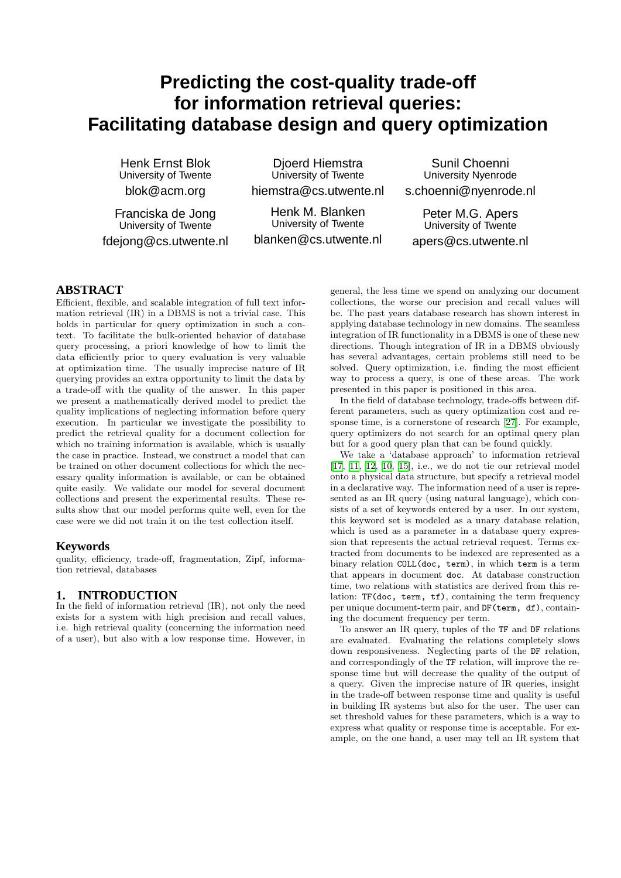# Predicting the cost-quality trade-off for information retrieval queries: Facilitating database design and query optimization

Henk Ernst Blok
University of Twente
blok@acm.org

Djoerd Hiemstra
University of Twente
hiemstra@cs.utwente.nl

Sunil Choenni
University Nyenrode
s.choenni@nyenrode.nl

Franciska de Jong
University of Twente
fdejong@cs.utwente.nl

Henk M. Blanken
University of Twente
blanken@cs.utwente.nl

Peter M.G. Apers
University of Twente
apers@cs.utwente.nl

## ABSTRACT

Efficient, flexible, and scalable integration of full text information retrieval (IR) in a DBMS is not a trivial case. This holds in particular for query optimization in such a context. To facilitate the bulk-oriented behavior of database query processing, a priori knowledge of how to limit the data efficiently prior to query evaluation is very valuable at optimization time. The usually imprecise nature of IR querying provides an extra opportunity to limit the data by a trade-off with the quality of the answer. In this paper we present a mathematically derived model to predict the quality implications of neglecting information before query execution. In particular we investigate the possibility to predict the retrieval quality for a document collection for which no training information is available, which is usually the case in practice. Instead, we construct a model that can be trained on other document collections for which the necessary quality information is available, or can be obtained quite easily. We validate our model for several document collections and present the experimental results. These results show that our model performs quite well, even for the case were we did not train it on the test collection itself.

## Keywords

quality, efficiency, trade-off, fragmentation, Zipf, information retrieval, databases

## 1. INTRODUCTION

In the field of information retrieval (IR), not only the need exists for a system with high precision and recall values, i.e. high retrieval quality (concerning the information need of a user), but also with a low response time. However, in general, the less time we spend on analyzing our document collections, the worse our precision and recall values will be. The past years database research has shown interest in applying database technology in new domains. The seamless integration of IR functionality in a DBMS is one of these new directions. Though integration of IR in a DBMS obviously has several advantages, certain problems still need to be solved. Query optimization, i.e. finding the most efficient way to process a query, is one of these areas. The work presented in this paper is positioned in this area.

In the field of database technology, trade-offs between different parameters, such as query optimization cost and response time, is a cornerstone of research [27]. For example, query optimizers do not search for an optimal query plan but for a good query plan that can be found quickly.

We take a 'database approach' to information retrieval [17, 11, 12, 10, 15], i.e., we do not tie our retrieval model onto a physical data structure, but specify a retrieval model in a declarative way. The information need of a user is represented as an IR query (using natural language), which consists of a set of keywords entered by a user. In our system, this keyword set is modeled as a unary database relation, which is used as a parameter in a database query expression that represents the actual retrieval request. Terms extracted from documents to be indexed are represented as a binary relation `COLL(doc, term)`, in which `term` is a term that appears in document `doc`. At database construction time, two relations with statistics are derived from this relation: `TF(doc, term, tf)`, containing the term frequency per unique document-term pair, and `DF(term, df)`, containing the document frequency per term.

To answer an IR query, tuples of the `TF` and `DF` relations are evaluated. Evaluating the relations completely slows down responsiveness. Neglecting parts of the `DF` relation, and correspondingly of the `TF` relation, will improve the response time but will decrease the quality of the output of a query. Given the imprecise nature of IR queries, insight in the trade-off between response time and quality is useful in building IR systems but also for the user. The user can set threshold values for these parameters, which is a way to express what quality or response time is acceptable. For example, on the one hand, a user may tell an IR system that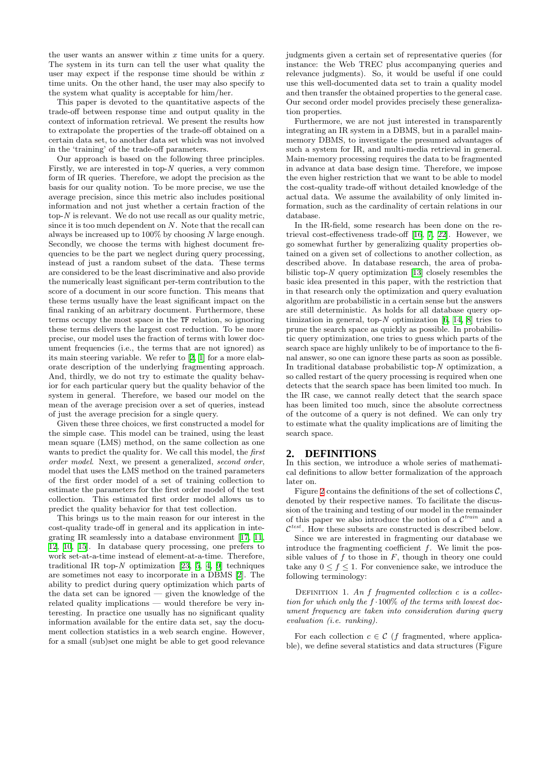the user wants an answer within $x$ time units for a query. The system in its turn can tell the user what quality the user may expect if the response time should be within $x$ time units. On the other hand, the user may also specify to the system what quality is acceptable for him/her.

This paper is devoted to the quantitative aspects of the trade-off between response time and output quality in the context of information retrieval. We present the results how to extrapolate the properties of the trade-off obtained on a certain data set, to another data set which was not involved in the 'training' of the trade-off parameters.

Our approach is based on the following three principles. Firstly, we are interested in top-$N$ queries, a very common form of IR queries. Therefore, we adopt the precision as the basis for our quality notion. To be more precise, we use the average precision, since this metric also includes positional information and not just whether a certain fraction of the top-$N$ is relevant. We do not use recall as our quality metric, since it is too much dependent on $N$. Note that the recall can always be increased up to 100% by choosing $N$ large enough. Secondly, we choose the terms with highest document frequencies to be the part we neglect during query processing, instead of just a random subset of the data. These terms are considered to be the least discriminative and also provide the numerically least significant per-term contribution to the score of a document in our score function. This means that these terms usually have the least significant impact on the final ranking of an arbitrary document. Furthermore, these terms occupy the most space in the TF relation, so ignoring these terms delivers the largest cost reduction. To be more precise, our model uses the fraction of terms with lower document frequencies (i.e., the terms that are not ignored) as its main steering variable. We refer to [2, 1] for a more elaborate description of the underlying fragmenting approach. And, thirdly, we do not try to estimate the quality behavior for each particular query but the quality behavior of the system in general. Therefore, we based our model on the mean of the average precision over a set of queries, instead of just the average precision for a single query.

Given these three choices, we first constructed a model for the simple case. This model can be trained, using the least mean square (LMS) method, on the same collection as one wants to predict the quality for. We call this model, the *first order model*. Next, we present a generalized, *second order*, model that uses the LMS method on the trained parameters of the first order model of a set of training collection to estimate the parameters for the first order model of the test collection. This estimated first order model allows us to predict the quality behavior for that test collection.

This brings us to the main reason for our interest in the cost-quality trade-off in general and its application in integrating IR seamlessly into a database environment [17, 11, 12, 10, 15]. In database query processing, one prefers to work set-at-a-time instead of element-at-a-time. Therefore, traditional IR top-$N$ optimization [23, 5, 4, 9] techniques are sometimes not easy to incorporate in a DBMS [2]. The ability to predict during query optimization which parts of the data set can be ignored — given the knowledge of the related quality implications — would therefore be very interesting. In practice one usually has no significant quality information available for the entire data set, say the document collection statistics in a web search engine. However, for a small (sub)set one might be able to get good relevance judgments given a certain set of representative queries (for instance: the Web TREC plus accompanying queries and relevance judgments). So, it would be useful if one could use this well-documented data set to train a quality model and then transfer the obtained properties to the general case. Our second order model provides precisely these generalization properties.

Furthermore, we are not just interested in transparently integrating an IR system in a DBMS, but in a parallel main-memory DBMS, to investigate the presumed advantages of such a system for IR, and multi-media retrieval in general. Main-memory processing requires the data to be fragmented in advance at data base design time. Therefore, we impose the even higher restriction that we want to be able to model the cost-quality trade-off without detailed knowledge of the actual data. We assume the availability of only limited information, such as the cardinality of certain relations in our database.

In the IR-field, some research has been done on the retrieval cost-effectiveness trade-off [16, 7, 22]. However, we go somewhat further by generalizing quality properties obtained on a given set of collections to another collection, as described above. In database research, the area of probabilistic top-$N$ query optimization [13] closely resembles the basic idea presented in this paper, with the restriction that in that research only the optimization and query evaluation algorithm are probabilistic in a certain sense but the answers are still deterministic. As holds for all database query optimization in general, top-$N$ optimization [6, 14, 8] tries to prune the search space as quickly as possible. In probabilistic query optimization, one tries to guess which parts of the search space are highly unlikely to be of importance to the final answer, so one can ignore these parts as soon as possible. In traditional database probabilistic top-$N$ optimization, a so called restart of the query processing is required when one detects that the search space has been limited too much. In the IR case, we cannot really detect that the search space has been limited too much, since the absolute correctness of the outcome of a query is not defined. We can only try to estimate what the quality implications are of limiting the search space.

## 2. DEFINITIONS

In this section, we introduce a whole series of mathematical definitions to allow better formalization of the approach later on.

Figure 2 contains the definitions of the set of collections $\mathcal{C}$, denoted by their respective names. To facilitate the discussion of the training and testing of our model in the remainder of this paper we also introduce the notion of a $\mathcal{C}^{train}$ and a $\mathcal{C}^{test}$. How these subsets are constructed is described below.

Since we are interested in fragmenting our database we introduce the fragmenting coefficient $f$. We limit the possible values of $f$ to those in $F$, though in theory one could take any $0 \leq f \leq 1$. For convenience sake, we introduce the following terminology:

Definition 1. *An $f$ fragmented collection $c$ is a collection for which only the $f \cdot 100\%$ of the terms with lowest document frequency are taken into consideration during query evaluation (i.e. ranking).*

For each collection $c \in \mathcal{C}$ ($f$ fragmented, where applicable), we define several statistics and data structures (Figure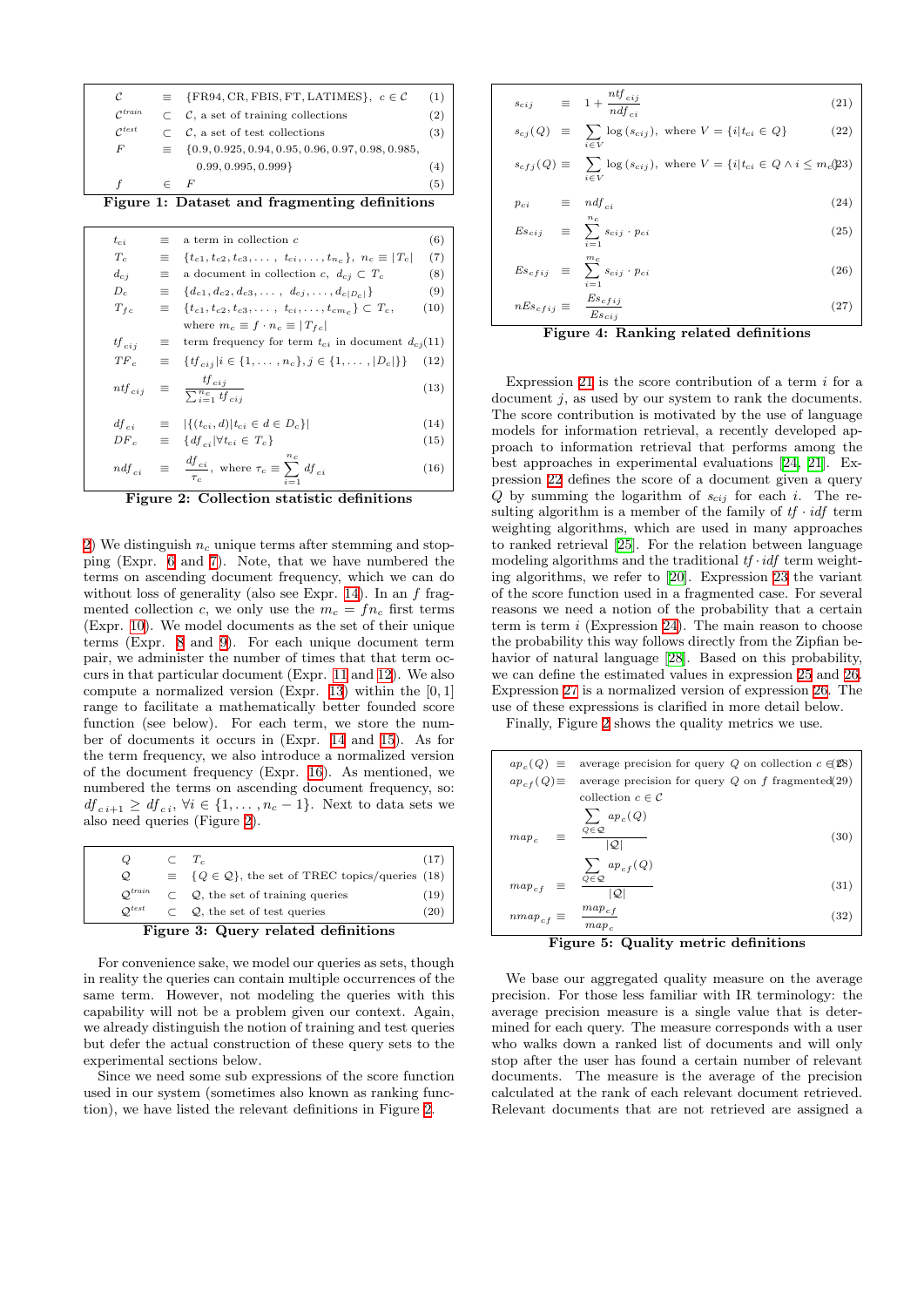$$
\begin{aligned}
\mathcal{C} &\equiv \{\text{FR94}, \text{CR}, \text{FBIS}, \text{FT}, \text{LATIMES}\},\ c \in \mathcal{C} && (1)\\
\mathcal{C}^{train} &\subset \mathcal{C}, \text{ a set of training collections} && (2)\\
\mathcal{C}^{test} &\subset \mathcal{C}, \text{ a set of test collections} && (3)\\
F &\equiv \{0.9, 0.925, 0.94, 0.95, 0.96, 0.97, 0.98, 0.985, 0.99, 0.995, 0.999\} && (4)\\
f &\in F && (5)
\end{aligned}
$$

**Figure 1: Dataset and fragmenting definitions**

$$
\begin{aligned}
t_{ci} &\equiv \text{a term in collection } c && (6)\\
T_c &\equiv \{t_{c1}, t_{c2}, t_{c3}, \ldots, t_{ci}, \ldots, t_{n_c}\},\ n_c \equiv |T_c| && (7)\\
d_{cj} &\equiv \text{a document in collection } c,\ d_{cj} \subset T_c && (8)\\
D_c &\equiv \{d_{c1}, d_{c2}, d_{c3}, \ldots, d_{cj}, \ldots, d_{c|D_c|}\} && (9)\\
T_{fc} &\equiv \{t_{c1}, t_{c2}, t_{c3}, \ldots, t_{ci}, \ldots, t_{cm_c}\} \subset T_c, \text{ where } m_c \equiv f \cdot n_c \equiv |T_{fc}| && (10)\\
tf_{cij} &\equiv \text{term frequency for term } t_{ci} \text{ in document } d_{cj} && (11)\\
TF_c &\equiv \{tf_{cij} | i \in \{1, \ldots, n_c\}, j \in \{1, \ldots, |D_c|\}\} && (12)\\
ntf_{cij} &\equiv \frac{tf_{cij}}{\sum_{i=1}^{n_c} tf_{cij}} && (13)\\
df_{ci} &\equiv |\{(t_{ci}, d) | t_{ci} \in d \in D_c\}| && (14)\\
DF_c &\equiv \{df_{ci} | \forall t_{ci} \in T_c\} && (15)\\
ndf_{ci} &\equiv \frac{df_{ci}}{\tau_c}, \text{ where } \tau_c \equiv \sum_{i=1}^{n_c} df_{ci} && (16)
\end{aligned}
$$

**Figure 2: Collection statistic definitions**

2) We distinguish $n_c$ unique terms after stemming and stopping (Expr. 6 and 7). Note, that we have numbered the terms on ascending document frequency, which we can do without loss of generality (also see Expr. 14). In an $f$ fragmented collection $c$, we only use the $m_c = fn_c$ first terms (Expr. 10). We model documents as the set of their unique terms (Expr. 8 and 9). For each unique document term pair, we administer the number of times that that term occurs in that particular document (Expr. 11 and 12). We also compute a normalized version (Expr. 13) within the $[0, 1]$ range to facilitate a mathematically better founded score function (see below). For each term, we store the number of documents it occurs in (Expr. 14 and 15). As for the term frequency, we also introduce a normalized version of the document frequency (Expr. 16). As mentioned, we numbered the terms on ascending document frequency, so: $df_{c\,i+1} \geq df_{c\,i},\ \forall i \in \{1, \ldots, n_c - 1\}$. Next to data sets we also need queries (Figure 2).

$$
\begin{aligned}
Q &\subset T_c && (17)\\
\mathcal{Q} &\equiv \{Q \in \mathcal{Q}\}, \text{ the set of TREC topics/queries} && (18)\\
\mathcal{Q}^{train} &\subset \mathcal{Q}, \text{ the set of training queries} && (19)\\
\mathcal{Q}^{test} &\subset \mathcal{Q}, \text{ the set of test queries} && (20)
\end{aligned}
$$

**Figure 3: Query related definitions**

For convenience sake, we model our queries as sets, though in reality the queries can contain multiple occurrences of the same term. However, not modeling the queries with this capability will not be a problem given our context. Again, we already distinguish the notion of training and test queries but defer the actual construction of these query sets to the experimental sections below.

Since we need some sub expressions of the score function used in our system (sometimes also known as ranking function), we have listed the relevant definitions in Figure 2.

$$
\begin{aligned}
s_{cij} &\equiv 1 + \frac{ntf_{cij}}{ndf_{ci}} && (21)\\
s_{cj}(Q) &\equiv \sum_{i \in V} \log(s_{cij}), \text{ where } V = \{i | t_{ci} \in Q\} && (22)\\
s_{cfj}(Q) &\equiv \sum_{i \in V} \log(s_{cij}), \text{ where } V = \{i | t_{ci} \in Q \wedge i \leq m_c\} && (23)\\
p_{ci} &\equiv ndf_{ci} && (24)\\
Es_{cij} &\equiv \sum_{i=1}^{n_c} s_{cij} \cdot p_{ci} && (25)\\
Es_{cfij} &\equiv \sum_{i=1}^{m_c} s_{cij} \cdot p_{ci} && (26)\\
nEs_{cfij} &\equiv \frac{Es_{cfij}}{Es_{cij}} && (27)
\end{aligned}
$$

**Figure 4: Ranking related definitions**

Expression 21 is the score contribution of a term $i$ for a document $j$, as used by our system to rank the documents. The score contribution is motivated by the use of language models for information retrieval, a recently developed approach to information retrieval that performs among the best approaches in experimental evaluations [24, 21]. Expression 22 defines the score of a document given a query $Q$ by summing the logarithm of $s_{cij}$ for each $i$. The resulting algorithm is a member of the family of $tf \cdot idf$ term weighting algorithms, which are used in many approaches to ranked retrieval [25]. For the relation between language modeling algorithms and the traditional $tf \cdot idf$ term weighting algorithms, we refer to [20]. Expression 23 the variant of the score function used in a fragmented case. For several reasons we need a notion of the probability that a certain term is term $i$ (Expression 24). The main reason to choose the probability this way follows directly from the Zipfian behavior of natural language [28]. Based on this probability, we can define the estimated values in expression 25 and 26. Expression 27 is a normalized version of expression 26. The use of these expressions is clarified in more detail below.

Finally, Figure 2 shows the quality metrics we use.

$$
\begin{aligned}
ap_c(Q) &\equiv \text{average precision for query } Q \text{ on collection } c \in \mathcal{C} && (28)\\
ap_{cf}(Q) &\equiv \text{average precision for query } Q \text{ on } f \text{ fragmented collection } c \in \mathcal{C} && (29)\\
map_c &\equiv \frac{\sum_{Q \in \mathcal{Q}} ap_c(Q)}{|\mathcal{Q}|} && (30)\\
map_{cf} &\equiv \frac{\sum_{Q \in \mathcal{Q}} ap_{cf}(Q)}{|\mathcal{Q}|} && (31)\\
nmap_{cf} &\equiv \frac{map_{cf}}{map_c} && (32)
\end{aligned}
$$

**Figure 5: Quality metric definitions**

We base our aggregated quality measure on the average precision. For those less familiar with IR terminology: the average precision measure is a single value that is determined for each query. The measure corresponds with a user who walks down a ranked list of documents and will only stop after the user has found a certain number of relevant documents. The measure is the average of the precision calculated at the rank of each relevant document retrieved. Relevant documents that are not retrieved are assigned a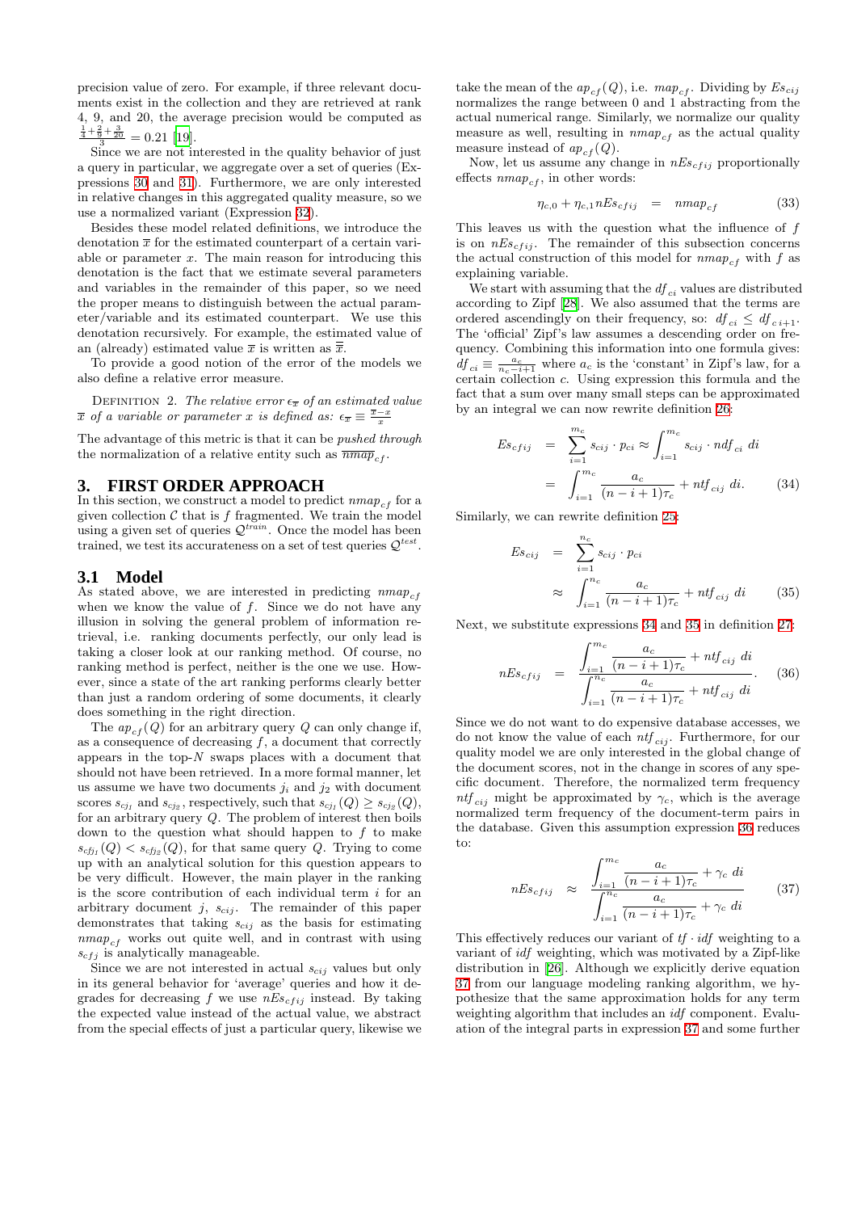precision value of zero. For example, if three relevant documents exist in the collection and they are retrieved at rank 4, 9, and 20, the average precision would be computed as $\frac{\frac{1}{4}+\frac{2}{9}+\frac{3}{20}}{3} = 0.21$ [19].

Since we are not interested in the quality behavior of just a query in particular, we aggregate over a set of queries (Expressions 30 and 31). Furthermore, we are only interested in relative changes in this aggregated quality measure, so we use a normalized variant (Expression 32).

Besides these model related definitions, we introduce the denotation $\overline{x}$ for the estimated counterpart of a certain variable or parameter $x$. The main reason for introducing this denotation is the fact that we estimate several parameters and variables in the remainder of this paper, so we need the proper means to distinguish between the actual parameter/variable and its estimated counterpart. We use this denotation recursively. For example, the estimated value of an (already) estimated value $\overline{x}$ is written as $\overline{\overline{x}}$.

To provide a good notion of the error of the models we also define a relative error measure.

Definition 2. *The relative error $\epsilon_{\overline{x}}$ of an estimated value $\overline{x}$ of a variable or parameter $x$ is defined as: $\epsilon_{\overline{x}} \equiv \frac{\overline{x}-x}{x}$*

The advantage of this metric is that it can be *pushed through* the normalization of a relative entity such as $\overline{nmap}_{cf}$.

# 3. FIRST ORDER APPROACH

In this section, we construct a model to predict $nmap_{cf}$ for a given collection $\mathcal{C}$ that is $f$ fragmented. We train the model using a given set of queries $\mathcal{Q}^{train}$. Once the model has been trained, we test its accurateness on a set of test queries $\mathcal{Q}^{test}$.

## 3.1 Model

As stated above, we are interested in predicting $nmap_{cf}$ when we know the value of $f$. Since we do not have any illusion in solving the general problem of information retrieval, i.e. ranking documents perfectly, our only lead is taking a closer look at our ranking method. Of course, no ranking method is perfect, neither is the one we use. However, since a state of the art ranking performs clearly better than just a random ordering of some documents, it clearly does something in the right direction.

The $ap_{cf}(Q)$ for an arbitrary query $Q$ can only change if, as a consequence of decreasing $f$, a document that correctly appears in the top-$N$ swaps places with a document that should not have been retrieved. In a more formal manner, let us assume we have two documents $j_1$ and $j_2$ with document scores $s_{cj_1}$ and $s_{cj_2}$, respectively, such that $s_{cj_1}(Q) \geq s_{cj_2}(Q)$, for an arbitrary query $Q$. The problem of interest then boils down to the question what should happen to $f$ to make $s_{cfj_1}(Q) < s_{cfj_2}(Q)$, for that same query $Q$. Trying to come up with an analytical solution for this question appears to be very difficult. However, the main player in the ranking is the score contribution of each individual term $i$ for an arbitrary document $j$, $s_{cij}$. The remainder of this paper demonstrates that taking $s_{cij}$ as the basis for estimating $nmap_{cf}$ works out quite well, and in contrast with using $s_{cfj}$ is analytically manageable.

Since we are not interested in actual $s_{cij}$ values but only in its general behavior for 'average' queries and how it degrades for decreasing $f$ we use $nEs_{cfij}$ instead. By taking the expected value instead of the actual value, we abstract from the special effects of just a particular query, likewise we take the mean of the $ap_{cf}(Q)$, i.e. $map_{cf}$. Dividing by $Es_{cij}$ normalizes the range between 0 and 1 abstracting from the actual numerical range. Similarly, we normalize our quality measure as well, resulting in $nmap_{cf}$ as the actual quality measure instead of $ap_{cf}(Q)$.

Now, let us assume any change in $nEs_{cfij}$ proportionally effects $nmap_{cf}$, in other words:

$$\eta_{c,0} + \eta_{c,1} nEs_{cfij} \quad = \quad nmap_{cf} \tag{33}$$

This leaves us with the question what the influence of $f$ is on $nEs_{cfij}$. The remainder of this subsection concerns the actual construction of this model for $nmap_{cf}$ with $f$ as explaining variable.

We start with assuming that the $df_{ci}$ values are distributed according to Zipf [28]. We also assumed that the terms are ordered ascendingly on their frequency, so: $df_{ci} \leq df_{c\,i+1}$. The 'official' Zipf's law assumes a descending order on frequency. Combining this information into one formula gives: $df_{ci} \equiv \frac{a_c}{n_c-i+1}$ where $a_c$ is the 'constant' in Zipf's law, for a certain collection $c$. Using expression this formula and the fact that a sum over many small steps can be approximated by an integral we can now rewrite definition 26:

$$\begin{aligned} Es_{cfij} &= \sum_{i=1}^{m_c} s_{cij} \cdot p_{ci} \approx \int_{i=1}^{m_c} s_{cij} \cdot ndf_{ci}\ di \\ &= \int_{i=1}^{m_c} \frac{a_c}{(n-i+1)\tau_c} + ntf_{cij}\ di. \end{aligned} \tag{34}$$

Similarly, we can rewrite definition 25:

$$\begin{aligned} Es_{cij} &= \sum_{i=1}^{n_c} s_{cij} \cdot p_{ci} \\ &\approx \int_{i=1}^{n_c} \frac{a_c}{(n-i+1)\tau_c} + ntf_{cij}\ di \end{aligned} \tag{35}$$

Next, we substitute expressions 34 and 35 in definition 27:

$$nEs_{cfij} \quad = \quad \frac{\displaystyle\int_{i=1}^{m_c} \frac{a_c}{(n-i+1)\tau_c} + ntf_{cij}\ di}{\displaystyle\int_{i=1}^{n_c} \frac{a_c}{(n-i+1)\tau_c} + ntf_{cij}\ di}. \tag{36}$$

Since we do not want to do expensive database accesses, we do not know the value of each $ntf_{cij}$. Furthermore, for our quality model we are only interested in the global change of the document scores, not in the change in scores of any specific document. Therefore, the normalized term frequency $ntf_{cij}$ might be approximated by $\gamma_c$, which is the average normalized term frequency of the document-term pairs in the database. Given this assumption expression 36 reduces to:

$$nEs_{cfij} \quad \approx \quad \frac{\displaystyle\int_{i=1}^{m_c} \frac{a_c}{(n-i+1)\tau_c} + \gamma_c\ di}{\displaystyle\int_{i=1}^{n_c} \frac{a_c}{(n-i+1)\tau_c} + \gamma_c\ di} \tag{37}$$

This effectively reduces our variant of $tf \cdot idf$ weighting to a variant of *idf* weighting, which was motivated by a Zipf-like distribution in [26]. Although we explicitly derive equation 37 from our language modeling ranking algorithm, we hypothesize that the same approximation holds for any term weighting algorithm that includes an *idf* component. Evaluation of the integral parts in expression 37 and some further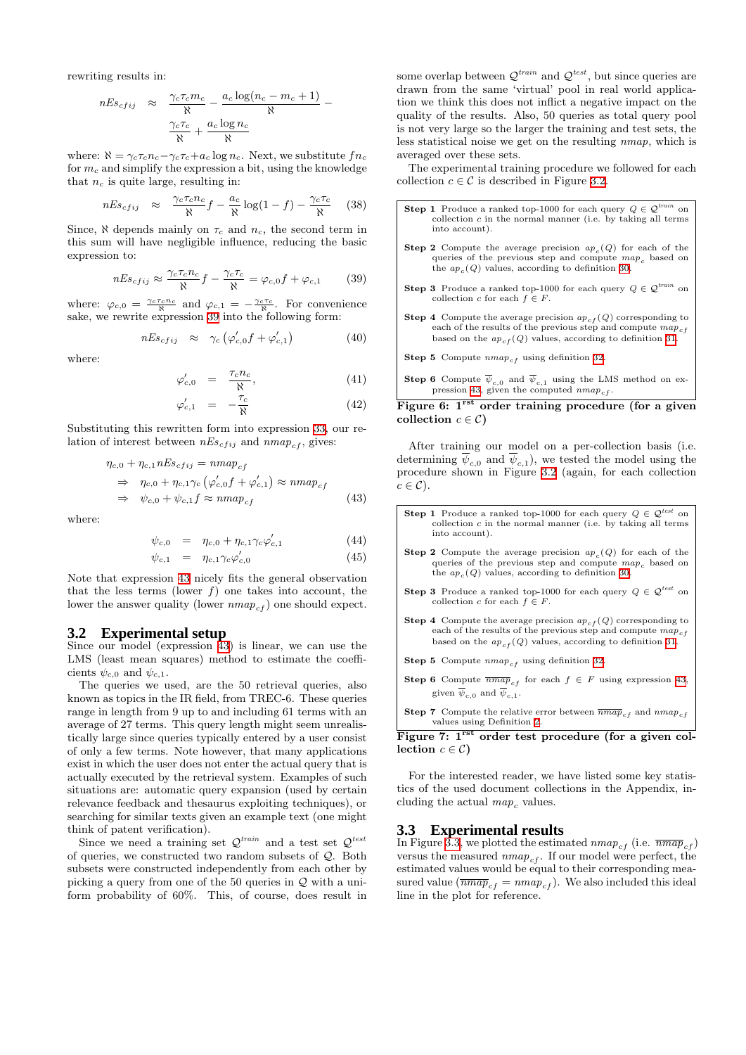rewriting results in:

$$nEs_{cfij} \approx \frac{\gamma_c \tau_c m_c}{\aleph} - \frac{a_c \log(n_c - m_c + 1)}{\aleph} - \frac{\gamma_c \tau_c}{\aleph} + \frac{a_c \log n_c}{\aleph}$$

where: $\aleph = \gamma_c \tau_c n_c - \gamma_c \tau_c + a_c \log n_c$. Next, we substitute $f n_c$ for $m_c$ and simplify the expression a bit, using the knowledge that $n_c$ is quite large, resulting in:

$$nEs_{cfij} \approx \frac{\gamma_c \tau_c n_c}{\aleph} f - \frac{a_c}{\aleph} \log(1-f) - \frac{\gamma_c \tau_c}{\aleph} \tag{38}$$

Since, $\aleph$ depends mainly on $\tau_c$ and $n_c$, the second term in this sum will have negligible influence, reducing the basic expression to:

$$nEs_{cfij} \approx \frac{\gamma_c \tau_c n_c}{\aleph} f - \frac{\gamma_c \tau_c}{\aleph} = \varphi_{c,0} f + \varphi_{c,1} \tag{39}$$

where: $\varphi_{c,0} = \frac{\gamma_c \tau_c n_c}{\aleph}$ and $\varphi_{c,1} = -\frac{\gamma_c \tau_c}{\aleph}$. For convenience sake, we rewrite expression 39 into the following form:

$$nEs_{cfij} \approx \gamma_c \left( \varphi'_{c,0} f + \varphi'_{c,1} \right) \tag{40}$$

where:

$$\varphi'_{c,0} = \frac{\tau_c n_c}{\aleph}, \tag{41}$$

$$\varphi'_{c,1} = -\frac{\tau_c}{\aleph} \tag{42}$$

Substituting this rewritten form into expression 33, our relation of interest between $nEs_{cfij}$ and $nmap_{cf}$, gives:

$$\begin{aligned}
&\eta_{c,0} + \eta_{c,1} nEs_{cfij} = nmap_{cf} \\
&\Rightarrow \quad \eta_{c,0} + \eta_{c,1} \gamma_c \left( \varphi'_{c,0} f + \varphi'_{c,1} \right) \approx nmap_{cf} \\
&\Rightarrow \quad \psi_{c,0} + \psi_{c,1} f \approx nmap_{cf}
\end{aligned} \tag{43}$$

where:

$$\psi_{c,0} = \eta_{c,0} + \eta_{c,1} \gamma_c \varphi'_{c,1} \tag{44}$$

$$\psi_{c,1} = \eta_{c,1} \gamma_c \varphi'_{c,0} \tag{45}$$

Note that expression 43 nicely fits the general observation that the less terms (lower $f$) one takes into account, the lower the answer quality (lower $nmap_{cf}$) one should expect.

## 3.2 Experimental setup

Since our model (expression 43) is linear, we can use the LMS (least mean squares) method to estimate the coefficients $\psi_{c,0}$ and $\psi_{c,1}$.

The queries we used, are the 50 retrieval queries, also known as topics in the IR field, from TREC-6. These queries range in length from 9 up to and including 61 terms with an average of 27 terms. This query length might seem unrealistically large since queries typically entered by a user consist of only a few terms. Note however, that many applications exist in which the user does not enter the actual query that is actually executed by the retrieval system. Examples of such situations are: automatic query expansion (used by certain relevance feedback and thesaurus exploiting techniques), or searching for similar texts given an example text (one might think of patent verification).

Since we need a training set $\mathcal{Q}^{train}$ and a test set $\mathcal{Q}^{test}$ of queries, we constructed two random subsets of $\mathcal{Q}$. Both subsets were constructed independently from each other by picking a query from one of the 50 queries in $\mathcal{Q}$ with a uniform probability of 60%. This, of course, does result in some overlap between $\mathcal{Q}^{train}$ and $\mathcal{Q}^{test}$, but since queries are drawn from the same 'virtual' pool in real world application we think this does not inflict a negative impact on the quality of the results. Also, 50 queries as total query pool is not very large so the larger the training and test sets, the less statistical noise we get on the resulting $nmap$, which is averaged over these sets.

The experimental training procedure we followed for each collection $c \in \mathcal{C}$ is described in Figure 3.2.

**Step 1** Produce a ranked top-1000 for each query $Q \in \mathcal{Q}^{train}$ on collection $c$ in the normal manner (i.e. by taking all terms into account).

**Step 2** Compute the average precision $ap_c(Q)$ for each of the queries of the previous step and compute $map_c$ based on the $ap_c(Q)$ values, according to definition 30.

**Step 3** Produce a ranked top-1000 for each query $Q \in \mathcal{Q}^{train}$ on collection $c$ for each $f \in F$.

**Step 4** Compute the average precision $ap_{cf}(Q)$ corresponding to each of the results of the previous step and compute $map_{cf}$ based on the $ap_{cf}(Q)$ values, according to definition 31.

**Step 5** Compute $nmap_{cf}$ using definition 32.

**Step 6** Compute $\overline{\psi}_{c,0}$ and $\overline{\psi}_{c,1}$ using the LMS method on expression 43, given the computed $nmap_{cf}$.

**Figure 6: 1$^{\text{rst}}$ order training procedure (for a given collection $c \in \mathcal{C}$)**

After training our model on a per-collection basis (i.e. determining $\overline{\psi}_{c,0}$ and $\overline{\psi}_{c,1}$), we tested the model using the procedure shown in Figure 3.2 (again, for each collection $c \in \mathcal{C}$).

**Step 1** Produce a ranked top-1000 for each query $Q \in \mathcal{Q}^{test}$ on collection $c$ in the normal manner (i.e. by taking all terms into account).

**Step 2** Compute the average precision $ap_c(Q)$ for each of the queries of the previous step and compute $map_c$ based on the $ap_c(Q)$ values, according to definition 30.

**Step 3** Produce a ranked top-1000 for each query $Q \in \mathcal{Q}^{test}$ on collection $c$ for each $f \in F$.

**Step 4** Compute the average precision $ap_{cf}(Q)$ corresponding to each of the results of the previous step and compute $map_{cf}$ based on the $ap_{cf}(Q)$ values, according to definition 31.

**Step 5** Compute $nmap_{cf}$ using definition 32.

**Step 6** Compute $\overline{nmap}_{cf}$ for each $f \in F$ using expression 43, given $\overline{\psi}_{c,0}$ and $\overline{\psi}_{c,1}$.

**Step 7** Compute the relative error between $\overline{nmap}_{cf}$ and $nmap_{cf}$ values using Definition 2.

**Figure 7: 1$^{\text{rst}}$ order test procedure (for a given collection $c \in \mathcal{C}$)**

For the interested reader, we have listed some key statistics of the used document collections in the Appendix, including the actual $map_c$ values.

## 3.3 Experimental results

In Figure 3.3, we plotted the estimated $nmap_{cf}$ (i.e. $\overline{nmap}_{cf}$) versus the measured $nmap_{cf}$. If our model were perfect, the estimated values would be equal to their corresponding measured value ($\overline{nmap}_{cf} = nmap_{cf}$). We also included this ideal line in the plot for reference.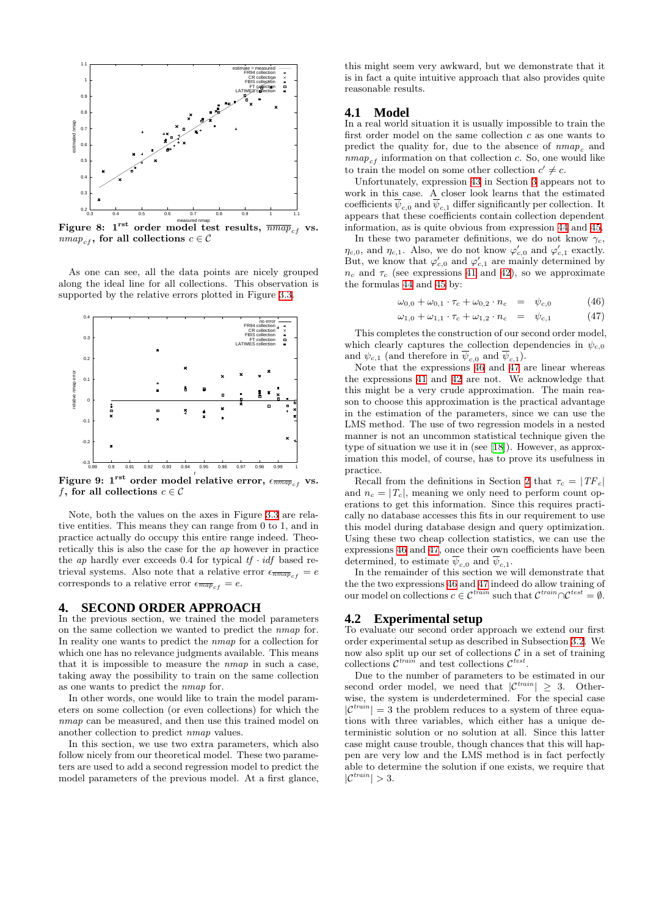**Figure 8: $1^{\text{rst}}$ order model test results, $\overline{nmap}_{cf}$ vs. $nmap_{cf}$, for all collections $c \in \mathcal{C}$**

As one can see, all the data points are nicely grouped along the ideal line for all collections. This observation is supported by the relative errors plotted in Figure 3.3.

**Figure 9: $1^{\text{rst}}$ order model relative error, $\epsilon_{\overline{nmap}_{cf}}$ vs. $f$, for all collections $c \in \mathcal{C}$**

Note, both the values on the axes in Figure 3.3 are relative entities. This means they can range from 0 to 1, and in practice actually do occupy this entire range indeed. Theoretically this is also the case for the *ap* however in practice the *ap* hardly ever exceeds 0.4 for typical $tf \cdot idf$ based retrieval systems. Also note that a relative error $\epsilon_{\overline{nmap}_{cf}} = e$ corresponds to a relative error $\epsilon_{\overline{map}_{cf}} = e$.

# 4. SECOND ORDER APPROACH

In the previous section, we trained the model parameters on the same collection we wanted to predict the *nmap* for. In reality one wants to predict the *nmap* for a collection for which one has no relevance judgments available. This means that it is impossible to measure the *nmap* in such a case, taking away the possibility to train on the same collection as one wants to predict the *nmap* for.

In other words, one would like to train the model parameters on some collection (or even collections) for which the *nmap* can be measured, and then use this trained model on another collection to predict *nmap* values.

In this section, we use two extra parameters, which also follow nicely from our theoretical model. These two parameters are used to add a second regression model to predict the model parameters of the previous model. At a first glance, this might seem very awkward, but we demonstrate that it is in fact a quite intuitive approach that also provides quite reasonable results.

## 4.1 Model

In a real world situation it is usually impossible to train the first order model on the same collection $c$ as one wants to predict the quality for, due to the absence of $nmap_c$ and $nmap_{cf}$ information on that collection $c$. So, one would like to train the model on some other collection $c' \neq c$.

Unfortunately, expression 43 in Section 3 appears not to work in this case. A closer look learns that the estimated coefficients $\overline{\psi}_{c,0}$ and $\overline{\psi}_{c,1}$ differ significantly per collection. It appears that these coefficients contain collection dependent information, as is quite obvious from expression 44 and 45.

In these two parameter definitions, we do not know $\gamma_c$, $\eta_{c,0}$, and $\eta_{c,1}$. Also, we do not know $\varphi'_{c,0}$ and $\varphi'_{c,1}$ exactly. But, we know that $\varphi'_{c,0}$ and $\varphi'_{c,1}$ are mainly determined by $n_c$ and $\tau_c$ (see expressions 41 and 42), so we approximate the formulas 44 and 45 by:

$$\omega_{0,0} + \omega_{0,1} \cdot \tau_c + \omega_{0,2} \cdot n_c = \psi_{c,0} \tag{46}$$

$$\omega_{1,0} + \omega_{1,1} \cdot \tau_c + \omega_{1,2} \cdot n_c = \psi_{c,1} \tag{47}$$

This completes the construction of our second order model, which clearly captures the collection dependencies in $\psi_{c,0}$ and $\psi_{c,1}$ (and therefore in $\overline{\psi}_{c,0}$ and $\overline{\psi}_{c,1}$).

Note that the expressions 46 and 47 are linear whereas the expressions 41 and 42 are not. We acknowledge that this might be a very crude approximation. The main reason to choose this approximation is the practical advantage in the estimation of the parameters, since we can use the LMS method. The use of two regression models in a nested manner is not an uncommon statistical technique given the type of situation we use it in (see [18]). However, as approximation this model, of course, has to prove its usefulness in practice.

Recall from the definitions in Section 2 that $\tau_c = |TF_c|$ and $n_c = |T_c|$, meaning we only need to perform count operations to get this information. Since this requires practically no database accesses this fits in our requirement to use this model during database design and query optimization. Using these two cheap collection statistics, we can use the expressions 46 and 47, once their own coefficients have been determined, to estimate $\overline{\psi}_{c,0}$ and $\overline{\psi}_{c,1}$.

In the remainder of this section we will demonstrate that the the two expressions 46 and 47 indeed do allow training of our model on collections $c \in \mathcal{C}^{train}$ such that $\mathcal{C}^{train} \cap \mathcal{C}^{test} = \emptyset$.

## 4.2 Experimental setup

To evaluate our second order approach we extend our first order experimental setup as described in Subsection 3.2. We now also split up our set of collections $\mathcal{C}$ in a set of training collections $\mathcal{C}^{train}$ and test collections $\mathcal{C}^{test}$.

Due to the number of parameters to be estimated in our second order model, we need that $|\mathcal{C}^{train}| \geq 3$. Otherwise, the system is underdetermined. For the special case $|\mathcal{C}^{train}| = 3$ the problem reduces to a system of three equations with three variables, which either has a unique deterministic solution or no solution at all. Since this latter case might cause trouble, though chances that this will happen are very low and the LMS method is in fact perfectly able to determine the solution if one exists, we require that $|\mathcal{C}^{train}| > 3$.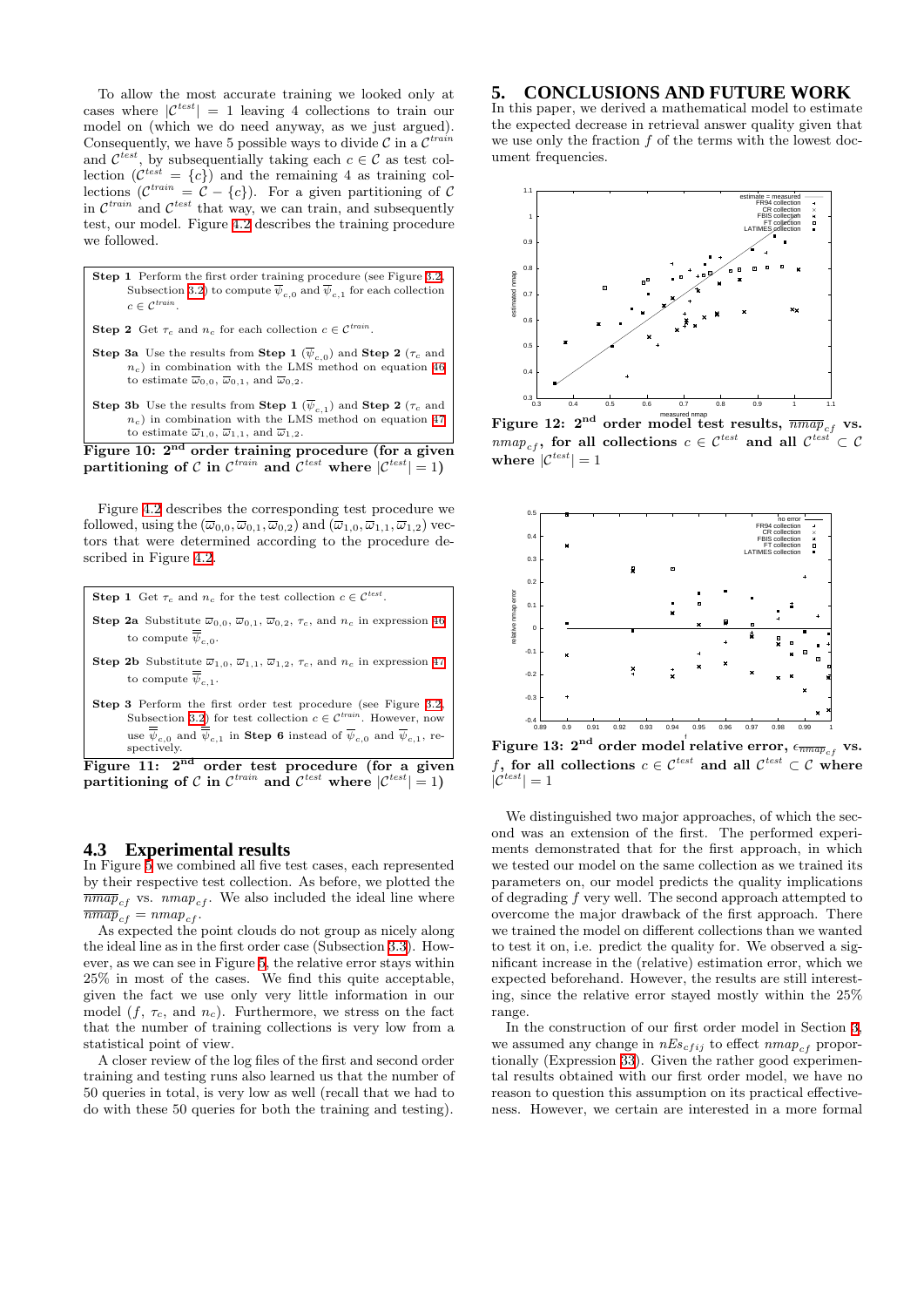To allow the most accurate training we looked only at cases where $|\mathcal{C}^{test}| = 1$ leaving 4 collections to train our model on (which we do need anyway, as we just argued). Consequently, we have 5 possible ways to divide $\mathcal{C}$ in a $\mathcal{C}^{train}$ and $\mathcal{C}^{test}$, by subsequentially taking each $c \in \mathcal{C}$ as test collection ($\mathcal{C}^{test} = \{c\}$) and the remaining 4 as training collections ($\mathcal{C}^{train} = \mathcal{C} - \{c\}$). For a given partitioning of $\mathcal{C}$ in $\mathcal{C}^{train}$ and $\mathcal{C}^{test}$ that way, we can train, and subsequently test, our model. Figure 4.2 describes the training procedure we followed.

> **Step 1** Perform the first order training procedure (see Figure 3.2, Subsection 3.2) to compute $\overline{\psi}_{c,0}$ and $\overline{\psi}_{c,1}$ for each collection $c \in \mathcal{C}^{train}$.
>
> **Step 2** Get $\tau_c$ and $n_c$ for each collection $c \in \mathcal{C}^{train}$.
>
> **Step 3a** Use the results from **Step 1** ($\overline{\psi}_{c,0}$) and **Step 2** ($\tau_c$ and $n_c$) in combination with the LMS method on equation 46 to estimate $\varpi_{0,0}$, $\varpi_{0,1}$, and $\varpi_{0,2}$.
>
> **Step 3b** Use the results from **Step 1** ($\overline{\psi}_{c,1}$) and **Step 2** ($\tau_c$ and $n_c$) in combination with the LMS method on equation 47 to estimate $\varpi_{1,0}$, $\varpi_{1,1}$, and $\varpi_{1,2}$.

**Figure 10: 2nd order training procedure (for a given partitioning of $\mathcal{C}$ in $\mathcal{C}^{train}$ and $\mathcal{C}^{test}$ where $|\mathcal{C}^{test}| = 1$)**

Figure 4.2 describes the corresponding test procedure we followed, using the $(\varpi_{0,0}, \varpi_{0,1}, \varpi_{0,2})$ and $(\varpi_{1,0}, \varpi_{1,1}, \varpi_{1,2})$ vectors that were determined according to the procedure described in Figure 4.2.

> **Step 1** Get $\tau_c$ and $n_c$ for the test collection $c \in \mathcal{C}^{test}$.
>
> **Step 2a** Substitute $\varpi_{0,0}$, $\varpi_{0,1}$, $\varpi_{0,2}$, $\tau_c$, and $n_c$ in expression 46 to compute $\overline{\overline{\psi}}_{c,0}$.
>
> **Step 2b** Substitute $\varpi_{1,0}$, $\varpi_{1,1}$, $\varpi_{1,2}$, $\tau_c$, and $n_c$ in expression 47 to compute $\overline{\overline{\psi}}_{c,1}$.
>
> **Step 3** Perform the first order test procedure (see Figure 3.2, Subsection 3.2) for test collection $c \in \mathcal{C}^{train}$. However, now use $\overline{\overline{\psi}}_{c,0}$ and $\overline{\overline{\psi}}_{c,1}$ in **Step 6** instead of $\overline{\psi}_{c,0}$ and $\overline{\psi}_{c,1}$, respectively.

**Figure 11: 2nd order test procedure (for a given partitioning of $\mathcal{C}$ in $\mathcal{C}^{train}$ and $\mathcal{C}^{test}$ where $|\mathcal{C}^{test}| = 1$)**

## 4.3 Experimental results

In Figure 5 we combined all five test cases, each represented by their respective test collection. As before, we plotted the $\overline{nmap}_{cf}$ vs. $nmap_{cf}$. We also included the ideal line where $\overline{nmap}_{cf} = nmap_{cf}$.

As expected the point clouds do not group as nicely along the ideal line as in the first order case (Subsection 3.3). However, as we can see in Figure 5, the relative error stays within 25% in most of the cases. We find this quite acceptable, given the fact we use only very little information in our model ($f$, $\tau_c$, and $n_c$). Furthermore, we stress on the fact that the number of training collections is very low from a statistical point of view.

A closer review of the log files of the first and second order training and testing runs also learned us that the number of 50 queries in total, is very low as well (recall that we had to do with these 50 queries for both the training and testing).

# 5. CONCLUSIONS AND FUTURE WORK

In this paper, we derived a mathematical model to estimate the expected decrease in retrieval answer quality given that we use only the fraction $f$ of the terms with the lowest document frequencies.

**Figure 12: 2nd order model test results, $\overline{nmap}_{cf}$ vs. $nmap_{cf}$, for all collections $c \in \mathcal{C}^{test}$ and all $\mathcal{C}^{test} \subset \mathcal{C}$ where $|\mathcal{C}^{test}| = 1$**

**Figure 13: 2nd order model relative error, $\epsilon_{\overline{nmap}_{cf}}$ vs. $f$, for all collections $c \in \mathcal{C}^{test}$ and all $\mathcal{C}^{test} \subset \mathcal{C}$ where $|\mathcal{C}^{test}| = 1$**

We distinguished two major approaches, of which the second was an extension of the first. The performed experiments demonstrated that for the first approach, in which we tested our model on the same collection as we trained its parameters on, our model predicts the quality implications of degrading $f$ very well. The second approach attempted to overcome the major drawback of the first approach. There we trained the model on different collections than we wanted to test it on, i.e. predict the quality for. We observed a significant increase in the (relative) estimation error, which we expected beforehand. However, the results are still interesting, since the relative error stayed mostly within the 25% range.

In the construction of our first order model in Section 3, we assumed any change in $nEs_{cfij}$ to effect $nmap_{cf}$ proportionally (Expression 33). Given the rather good experimental results obtained with our first order model, we have no reason to question this assumption on its practical effectiveness. However, we certain are interested in a more formal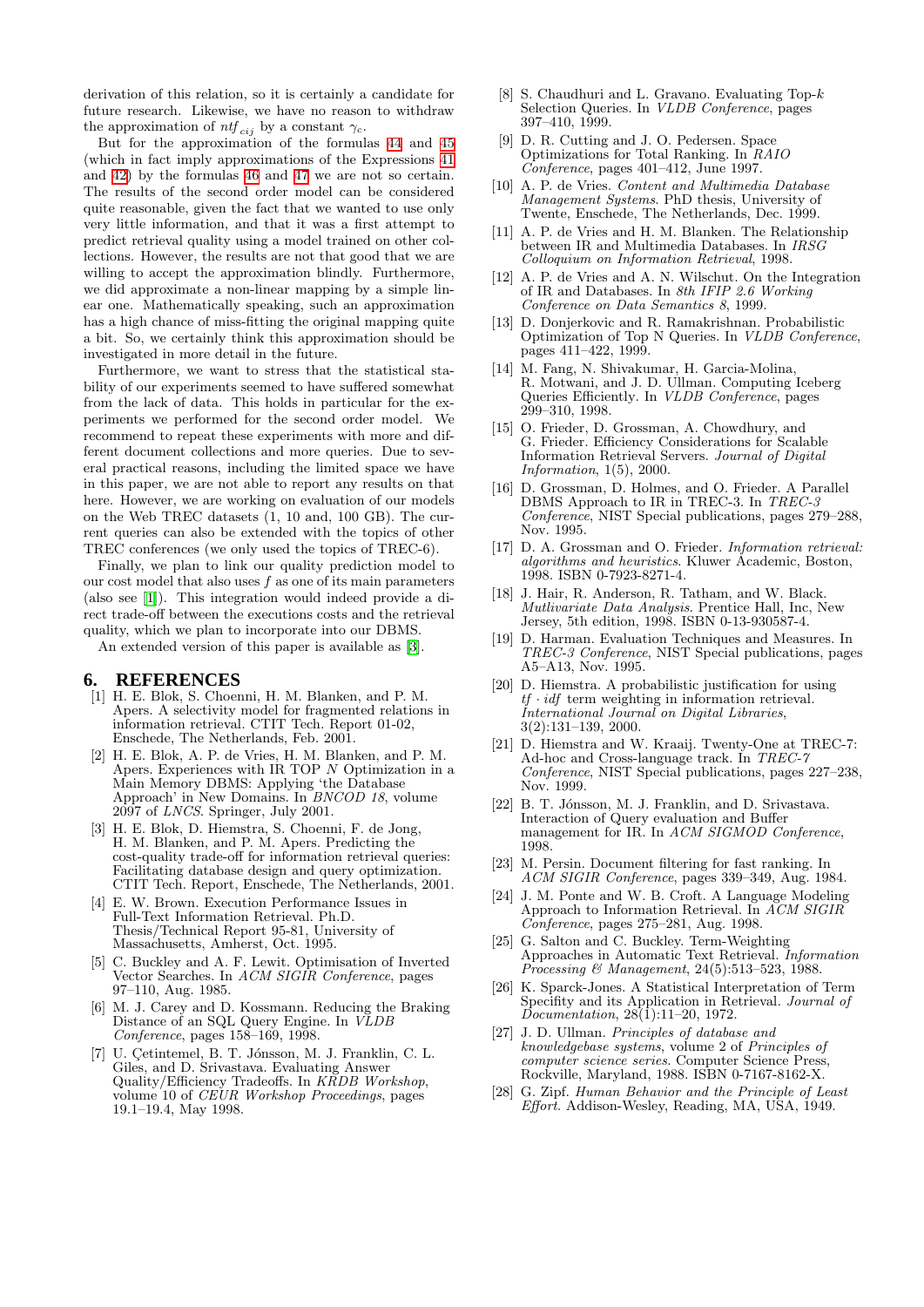derivation of this relation, so it is certainly a candidate for future research. Likewise, we have no reason to withdraw the approximation of $ntf_{cij}$ by a constant $\gamma_c$.

But for the approximation of the formulas 44 and 45 (which in fact imply approximations of the Expressions 41 and 42) by the formulas 46 and 47 we are not so certain. The results of the second order model can be considered quite reasonable, given the fact that we wanted to use only very little information, and that it was a first attempt to predict retrieval quality using a model trained on other collections. However, the results are not that good that we are willing to accept the approximation blindly. Furthermore, we did approximate a non-linear mapping by a simple linear one. Mathematically speaking, such an approximation has a high chance of miss-fitting the original mapping quite a bit. So, we certainly think this approximation should be investigated in more detail in the future.

Furthermore, we want to stress that the statistical stability of our experiments seemed to have suffered somewhat from the lack of data. This holds in particular for the experiments we performed for the second order model. We recommend to repeat these experiments with more and different document collections and more queries. Due to several practical reasons, including the limited space we have in this paper, we are not able to report any results on that here. However, we are working on evaluation of our models on the Web TREC datasets (1, 10 and, 100 GB). The current queries can also be extended with the topics of other TREC conferences (we only used the topics of TREC-6).

Finally, we plan to link our quality prediction model to our cost model that also uses $f$ as one of its main parameters (also see [1]). This integration would indeed provide a direct trade-off between the executions costs and the retrieval quality, which we plan to incorporate into our DBMS.

An extended version of this paper is available as [3].

# 6. REFERENCES

[1] H. E. Blok, S. Choenni, H. M. Blanken, and P. M. Apers. A selectivity model for fragmented relations in information retrieval. CTIT Tech. Report 01-02, Enschede, The Netherlands, Feb. 2001.

[2] H. E. Blok, A. P. de Vries, H. M. Blanken, and P. M. Apers. Experiences with IR TOP $N$ Optimization in a Main Memory DBMS: Applying 'the Database Approach' in New Domains. In *BNCOD 18*, volume 2097 of *LNCS*. Springer, July 2001.

[3] H. E. Blok, D. Hiemstra, S. Choenni, F. de Jong, H. M. Blanken, and P. M. Apers. Predicting the cost-quality trade-off for information retrieval queries: Facilitating database design and query optimization. CTIT Tech. Report, Enschede, The Netherlands, 2001.

[4] E. W. Brown. Execution Performance Issues in Full-Text Information Retrieval. Ph.D. Thesis/Technical Report 95-81, University of Massachusetts, Amherst, Oct. 1995.

[5] C. Buckley and A. F. Lewit. Optimisation of Inverted Vector Searches. In *ACM SIGIR Conference*, pages 97–110, Aug. 1985.

[6] M. J. Carey and D. Kossmann. Reducing the Braking Distance of an SQL Query Engine. In *VLDB Conference*, pages 158–169, 1998.

[7] U. Çetintemel, B. T. Jónsson, M. J. Franklin, C. L. Giles, and D. Srivastava. Evaluating Answer Quality/Efficiency Tradeoffs. In *KRDB Workshop*, volume 10 of *CEUR Workshop Proceedings*, pages 19.1–19.4, May 1998.

[8] S. Chaudhuri and L. Gravano. Evaluating Top-$k$ Selection Queries. In *VLDB Conference*, pages 397–410, 1999.

[9] D. R. Cutting and J. O. Pedersen. Space Optimizations for Total Ranking. In *RAIO Conference*, pages 401–412, June 1997.

[10] A. P. de Vries. *Content and Multimedia Database Management Systems*. PhD thesis, University of Twente, Enschede, The Netherlands, Dec. 1999.

[11] A. P. de Vries and H. M. Blanken. The Relationship between IR and Multimedia Databases. In *IRSG Colloquium on Information Retrieval*, 1998.

[12] A. P. de Vries and A. N. Wilschut. On the Integration of IR and Databases. In *8th IFIP 2.6 Working Conference on Data Semantics 8*, 1999.

[13] D. Donjerkovic and R. Ramakrishnan. Probabilistic Optimization of Top N Queries. In *VLDB Conference*, pages 411–422, 1999.

[14] M. Fang, N. Shivakumar, H. Garcia-Molina, R. Motwani, and J. D. Ullman. Computing Iceberg Queries Efficiently. In *VLDB Conference*, pages 299–310, 1998.

[15] O. Frieder, D. Grossman, A. Chowdhury, and G. Frieder. Efficiency Considerations for Scalable Information Retrieval Servers. *Journal of Digital Information*, 1(5), 2000.

[16] D. Grossman, D. Holmes, and O. Frieder. A Parallel DBMS Approach to IR in TREC-3. In *TREC-3 Conference*, NIST Special publications, pages 279–288, Nov. 1995.

[17] D. A. Grossman and O. Frieder. *Information retrieval: algorithms and heuristics*. Kluwer Academic, Boston, 1998. ISBN 0-7923-8271-4.

[18] J. Hair, R. Anderson, R. Tatham, and W. Black. *Mutlivariate Data Analysis*. Prentice Hall, Inc, New Jersey, 5th edition, 1998. ISBN 0-13-930587-4.

[19] D. Harman. Evaluation Techniques and Measures. In *TREC-3 Conference*, NIST Special publications, pages A5–A13, Nov. 1995.

[20] D. Hiemstra. A probabilistic justification for using $tf \cdot idf$ term weighting in information retrieval. *International Journal on Digital Libraries*, 3(2):131–139, 2000.

[21] D. Hiemstra and W. Kraaij. Twenty-One at TREC-7: Ad-hoc and Cross-language track. In *TREC-7 Conference*, NIST Special publications, pages 227–238, Nov. 1999.

[22] B. T. Jónsson, M. J. Franklin, and D. Srivastava. Interaction of Query evaluation and Buffer management for IR. In *ACM SIGMOD Conference*, 1998.

[23] M. Persin. Document filtering for fast ranking. In *ACM SIGIR Conference*, pages 339–349, Aug. 1984.

[24] J. M. Ponte and W. B. Croft. A Language Modeling Approach to Information Retrieval. In *ACM SIGIR Conference*, pages 275–281, Aug. 1998.

[25] G. Salton and C. Buckley. Term-Weighting Approaches in Automatic Text Retrieval. *Information Processing & Management*, 24(5):513–523, 1988.

[26] K. Sparck-Jones. A Statistical Interpretation of Term Specifity and its Application in Retrieval. *Journal of Documentation*, 28(1):11–20, 1972.

[27] J. D. Ullman. *Principles of database and knowledgebase systems*, volume 2 of *Principles of computer science series*. Computer Science Press, Rockville, Maryland, 1988. ISBN 0-7167-8162-X.

[28] G. Zipf. *Human Behavior and the Principle of Least Effort*. Addison-Wesley, Reading, MA, USA, 1949.